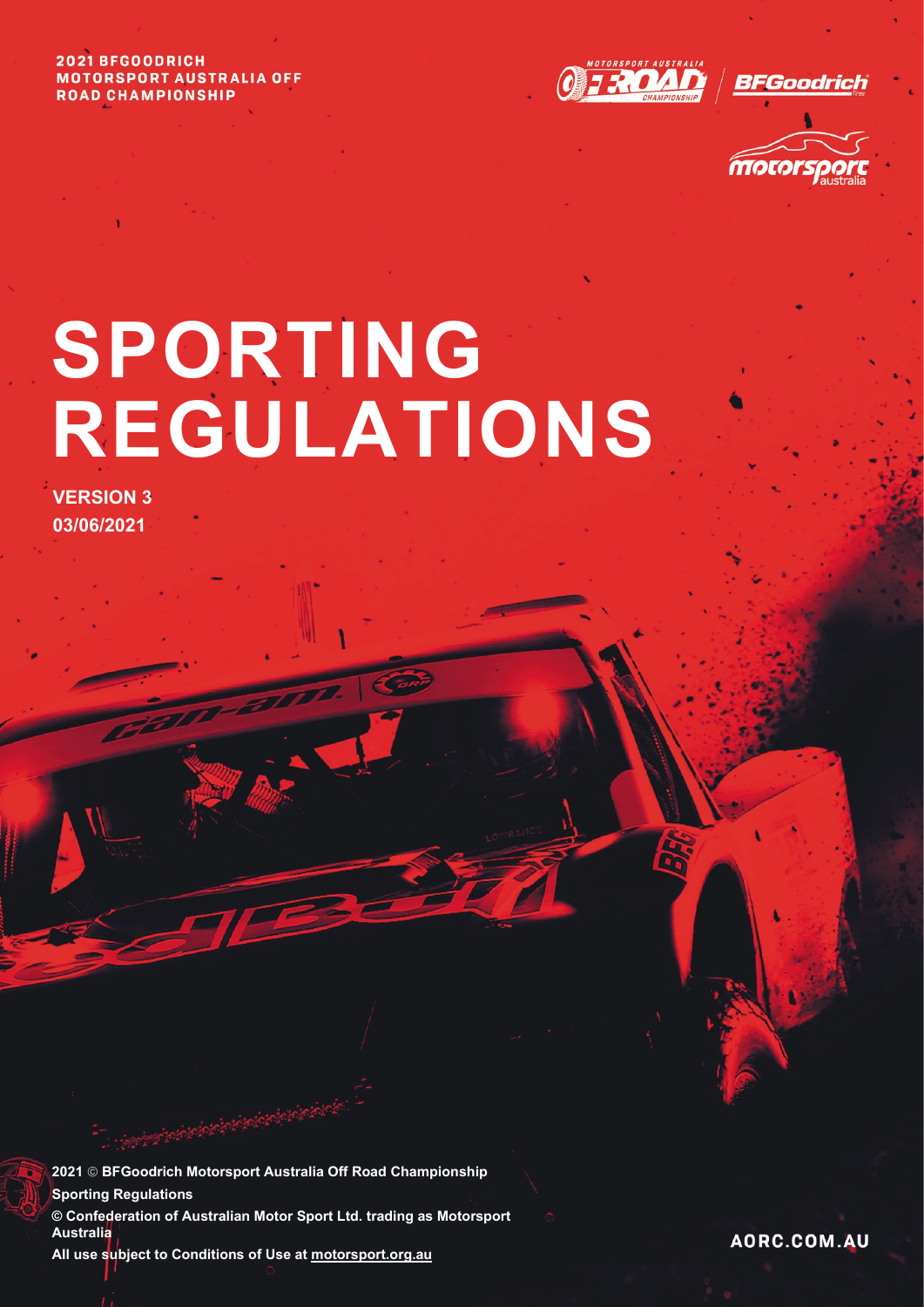2021 BFGOODRICH MOTORSPORT AUSTRALIA OFF ROAD CHAMPIONSHIP

# SPORTING REGULATIONS

**VERSION 3**
**03/06/2021**

**2021 © BFGoodrich Motorsport Australia Off Road Championship Sporting Regulations**

**© Confederation of Australian Motor Sport Ltd. trading as Motorsport Australia**

**All use subject to Conditions of Use at motorsport.org.au**

AORC.COM.AU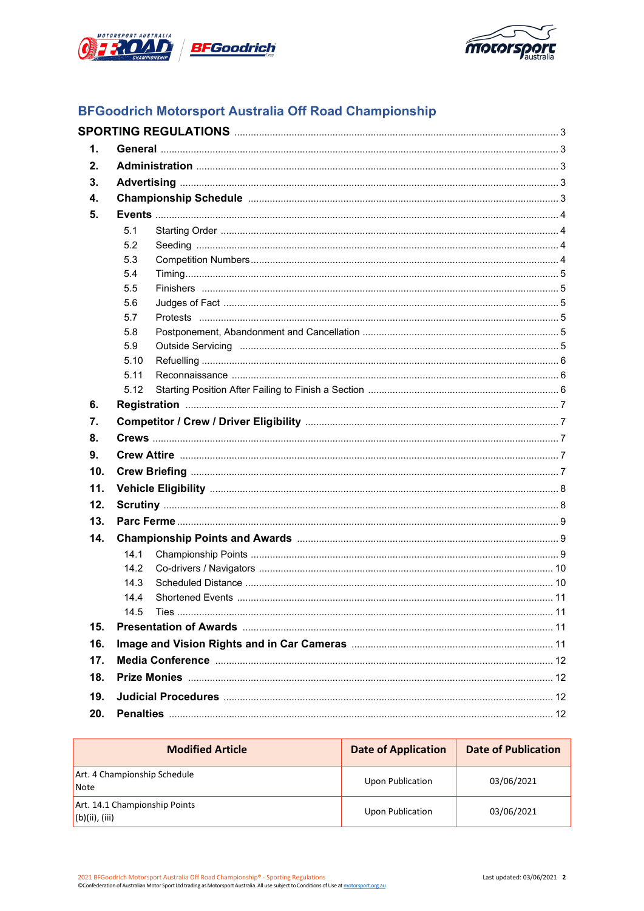# BFGoodrich Motorsport Australia Off Road Championship

**SPORTING REGULATIONS** ..... 3

1. **General** ..... 3
2. **Administration** ..... 3
3. **Advertising** ..... 3
4. **Championship Schedule** ..... 3
5. **Events** ..... 4
   - 5.1 Starting Order ..... 4
   - 5.2 Seeding ..... 4
   - 5.3 Competition Numbers ..... 4
   - 5.4 Timing ..... 5
   - 5.5 Finishers ..... 5
   - 5.6 Judges of Fact ..... 5
   - 5.7 Protests ..... 5
   - 5.8 Postponement, Abandonment and Cancellation ..... 5
   - 5.9 Outside Servicing ..... 5
   - 5.10 Refuelling ..... 6
   - 5.11 Reconnaissance ..... 6
   - 5.12 Starting Position After Failing to Finish a Section ..... 6
6. **Registration** ..... 7
7. **Competitor / Crew / Driver Eligibility** ..... 7
8. **Crews** ..... 7
9. **Crew Attire** ..... 7
10. **Crew Briefing** ..... 7
11. **Vehicle Eligibility** ..... 8
12. **Scrutiny** ..... 8
13. **Parc Ferme** ..... 9
14. **Championship Points and Awards** ..... 9
    - 14.1 Championship Points ..... 9
    - 14.2 Co-drivers / Navigators ..... 10
    - 14.3 Scheduled Distance ..... 10
    - 14.4 Shortened Events ..... 11
    - 14.5 Ties ..... 11
15. **Presentation of Awards** ..... 11
16. **Image and Vision Rights and in Car Cameras** ..... 11
17. **Media Conference** ..... 12
18. **Prize Monies** ..... 12
19. **Judicial Procedures** ..... 12
20. **Penalties** ..... 12

| Modified Article | Date of Application | Date of Publication |
|---|---|---|
| Art. 4 Championship Schedule Note | Upon Publication | 03/06/2021 |
| Art. 14.1 Championship Points (b)(ii), (iii) | Upon Publication | 03/06/2021 |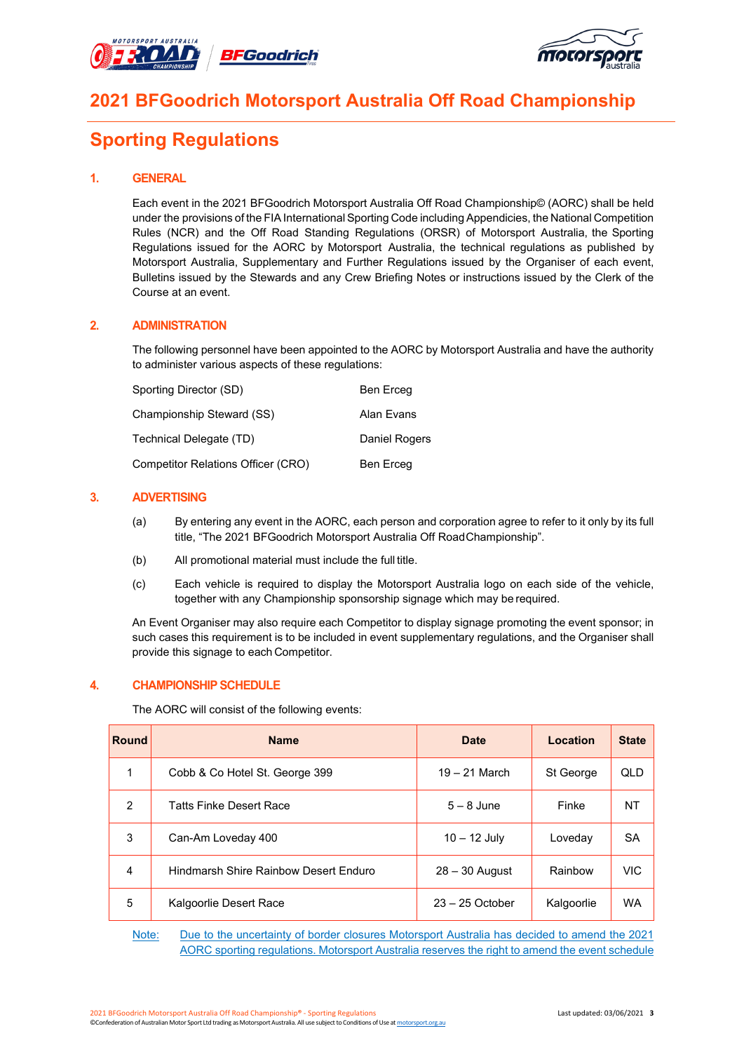# 2021 BFGoodrich Motorsport Australia Off Road Championship

## Sporting Regulations

### 1. GENERAL

Each event in the 2021 BFGoodrich Motorsport Australia Off Road Championship© (AORC) shall be held under the provisions of the FIA International Sporting Code including Appendicies, the National Competition Rules (NCR) and the Off Road Standing Regulations (ORSR) of Motorsport Australia, the Sporting Regulations issued for the AORC by Motorsport Australia, the technical regulations as published by Motorsport Australia, Supplementary and Further Regulations issued by the Organiser of each event, Bulletins issued by the Stewards and any Crew Briefing Notes or instructions issued by the Clerk of the Course at an event.

### 2. ADMINISTRATION

The following personnel have been appointed to the AORC by Motorsport Australia and have the authority to administer various aspects of these regulations:

| | |
|---|---|
| Sporting Director (SD) | Ben Erceg |
| Championship Steward (SS) | Alan Evans |
| Technical Delegate (TD) | Daniel Rogers |
| Competitor Relations Officer (CRO) | Ben Erceg |

### 3. ADVERTISING

(a) By entering any event in the AORC, each person and corporation agree to refer to it only by its full title, "The 2021 BFGoodrich Motorsport Australia Off Road Championship".

(b) All promotional material must include the full title.

(c) Each vehicle is required to display the Motorsport Australia logo on each side of the vehicle, together with any Championship sponsorship signage which may be required.

An Event Organiser may also require each Competitor to display signage promoting the event sponsor; in such cases this requirement is to be included in event supplementary regulations, and the Organiser shall provide this signage to each Competitor.

### 4. CHAMPIONSHIP SCHEDULE

The AORC will consist of the following events:

| Round | Name | Date | Location | State |
|---|---|---|---|---|
| 1 | Cobb & Co Hotel St. George 399 | 19 – 21 March | St George | QLD |
| 2 | Tatts Finke Desert Race | 5 – 8 June | Finke | NT |
| 3 | Can-Am Loveday 400 | 10 – 12 July | Loveday | SA |
| 4 | Hindmarsh Shire Rainbow Desert Enduro | 28 – 30 August | Rainbow | VIC |
| 5 | Kalgoorlie Desert Race | 23 – 25 October | Kalgoorlie | WA |

Note: Due to the uncertainty of border closures Motorsport Australia has decided to amend the 2021 AORC sporting regulations. Motorsport Australia reserves the right to amend the event schedule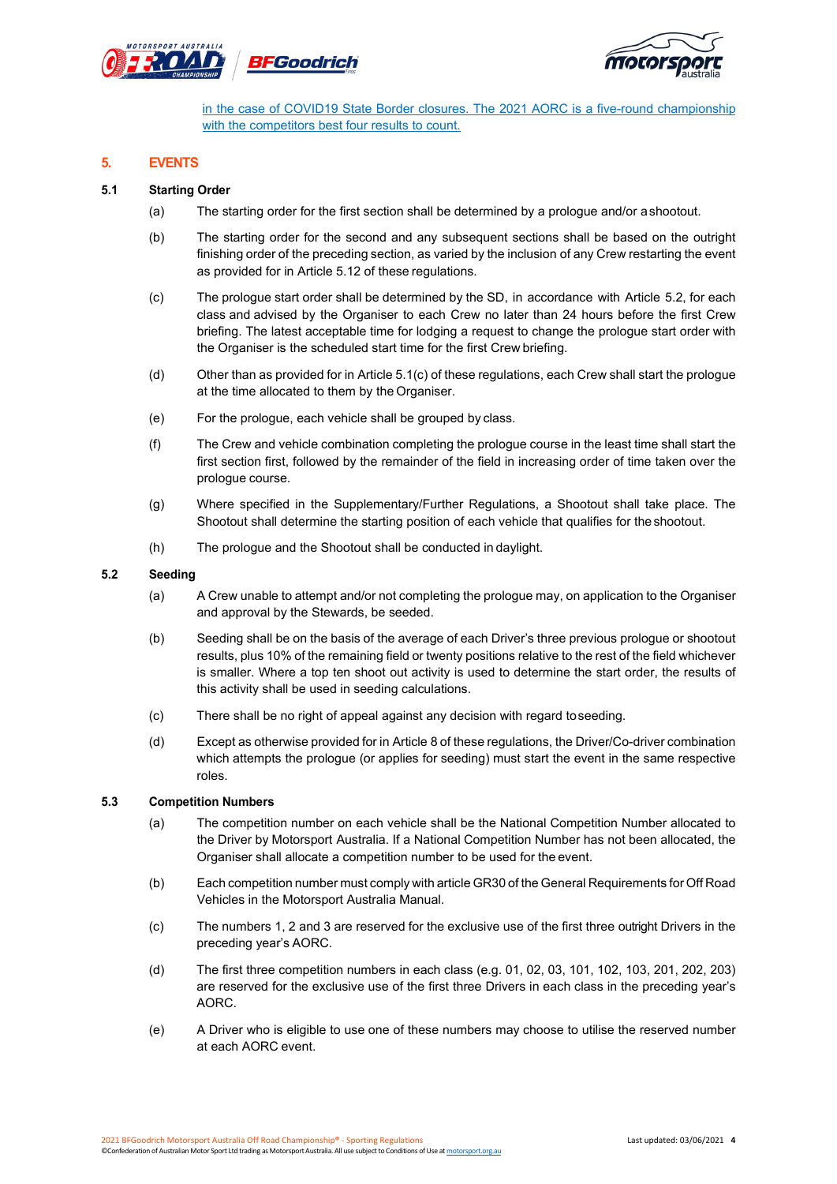in the case of COVID19 State Border closures. The 2021 AORC is a five-round championship with the competitors best four results to count.

## 5. EVENTS

### 5.1 Starting Order

(a) The starting order for the first section shall be determined by a prologue and/or a shootout.

(b) The starting order for the second and any subsequent sections shall be based on the outright finishing order of the preceding section, as varied by the inclusion of any Crew restarting the event as provided for in Article 5.12 of these regulations.

(c) The prologue start order shall be determined by the SD, in accordance with Article 5.2, for each class and advised by the Organiser to each Crew no later than 24 hours before the first Crew briefing. The latest acceptable time for lodging a request to change the prologue start order with the Organiser is the scheduled start time for the first Crew briefing.

(d) Other than as provided for in Article 5.1(c) of these regulations, each Crew shall start the prologue at the time allocated to them by the Organiser.

(e) For the prologue, each vehicle shall be grouped by class.

(f) The Crew and vehicle combination completing the prologue course in the least time shall start the first section first, followed by the remainder of the field in increasing order of time taken over the prologue course.

(g) Where specified in the Supplementary/Further Regulations, a Shootout shall take place. The Shootout shall determine the starting position of each vehicle that qualifies for the shootout.

(h) The prologue and the Shootout shall be conducted in daylight.

### 5.2 Seeding

(a) A Crew unable to attempt and/or not completing the prologue may, on application to the Organiser and approval by the Stewards, be seeded.

(b) Seeding shall be on the basis of the average of each Driver's three previous prologue or shootout results, plus 10% of the remaining field or twenty positions relative to the rest of the field whichever is smaller. Where a top ten shoot out activity is used to determine the start order, the results of this activity shall be used in seeding calculations.

(c) There shall be no right of appeal against any decision with regard to seeding.

(d) Except as otherwise provided for in Article 8 of these regulations, the Driver/Co-driver combination which attempts the prologue (or applies for seeding) must start the event in the same respective roles.

### 5.3 Competition Numbers

(a) The competition number on each vehicle shall be the National Competition Number allocated to the Driver by Motorsport Australia. If a National Competition Number has not been allocated, the Organiser shall allocate a competition number to be used for the event.

(b) Each competition number must comply with article GR30 of the General Requirements for Off Road Vehicles in the Motorsport Australia Manual.

(c) The numbers 1, 2 and 3 are reserved for the exclusive use of the first three outright Drivers in the preceding year's AORC.

(d) The first three competition numbers in each class (e.g. 01, 02, 03, 101, 102, 103, 201, 202, 203) are reserved for the exclusive use of the first three Drivers in each class in the preceding year's AORC.

(e) A Driver who is eligible to use one of these numbers may choose to utilise the reserved number at each AORC event.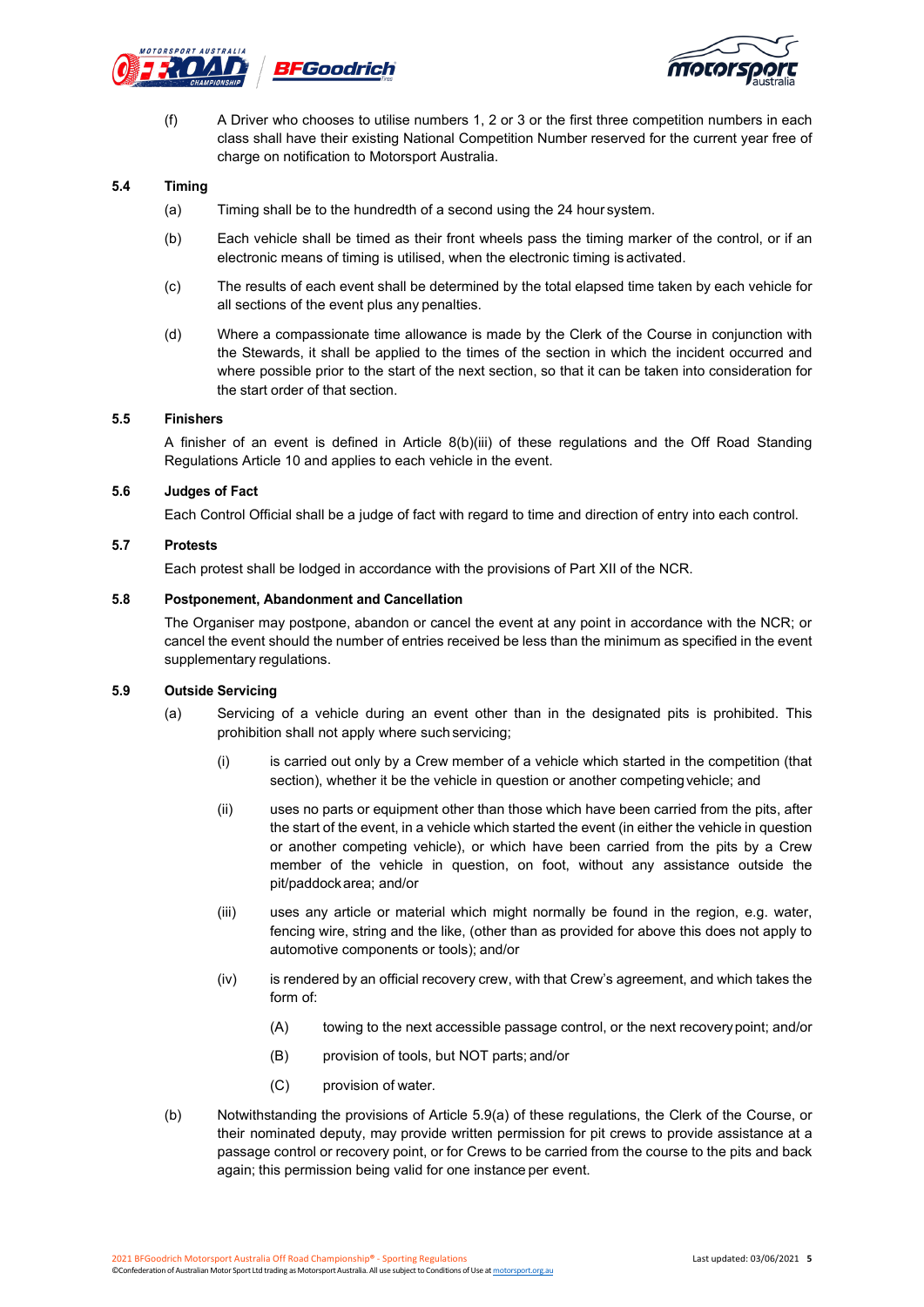(f) A Driver who chooses to utilise numbers 1, 2 or 3 or the first three competition numbers in each class shall have their existing National Competition Number reserved for the current year free of charge on notification to Motorsport Australia.

### 5.4 Timing

(a) Timing shall be to the hundredth of a second using the 24 hour system.

(b) Each vehicle shall be timed as their front wheels pass the timing marker of the control, or if an electronic means of timing is utilised, when the electronic timing is activated.

(c) The results of each event shall be determined by the total elapsed time taken by each vehicle for all sections of the event plus any penalties.

(d) Where a compassionate time allowance is made by the Clerk of the Course in conjunction with the Stewards, it shall be applied to the times of the section in which the incident occurred and where possible prior to the start of the next section, so that it can be taken into consideration for the start order of that section.

### 5.5 Finishers

A finisher of an event is defined in Article 8(b)(iii) of these regulations and the Off Road Standing Regulations Article 10 and applies to each vehicle in the event.

### 5.6 Judges of Fact

Each Control Official shall be a judge of fact with regard to time and direction of entry into each control.

### 5.7 Protests

Each protest shall be lodged in accordance with the provisions of Part XII of the NCR.

### 5.8 Postponement, Abandonment and Cancellation

The Organiser may postpone, abandon or cancel the event at any point in accordance with the NCR; or cancel the event should the number of entries received be less than the minimum as specified in the event supplementary regulations.

### 5.9 Outside Servicing

(a) Servicing of a vehicle during an event other than in the designated pits is prohibited. This prohibition shall not apply where such servicing;

- (i) is carried out only by a Crew member of a vehicle which started in the competition (that section), whether it be the vehicle in question or another competing vehicle; and

- (ii) uses no parts or equipment other than those which have been carried from the pits, after the start of the event, in a vehicle which started the event (in either the vehicle in question or another competing vehicle), or which have been carried from the pits by a Crew member of the vehicle in question, on foot, without any assistance outside the pit/paddock area; and/or

- (iii) uses any article or material which might normally be found in the region, e.g. water, fencing wire, string and the like, (other than as provided for above this does not apply to automotive components or tools); and/or

- (iv) is rendered by an official recovery crew, with that Crew's agreement, and which takes the form of:

  - (A) towing to the next accessible passage control, or the next recovery point; and/or

  - (B) provision of tools, but NOT parts; and/or

  - (C) provision of water.

(b) Notwithstanding the provisions of Article 5.9(a) of these regulations, the Clerk of the Course, or their nominated deputy, may provide written permission for pit crews to provide assistance at a passage control or recovery point, or for Crews to be carried from the course to the pits and back again; this permission being valid for one instance per event.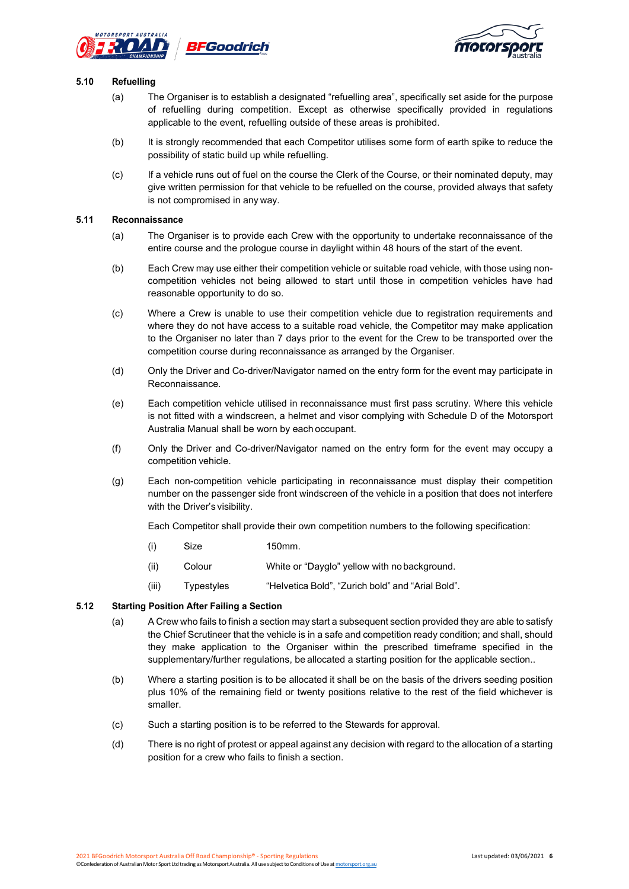### 5.10 Refuelling

(a) The Organiser is to establish a designated "refuelling area", specifically set aside for the purpose of refuelling during competition. Except as otherwise specifically provided in regulations applicable to the event, refuelling outside of these areas is prohibited.

(b) It is strongly recommended that each Competitor utilises some form of earth spike to reduce the possibility of static build up while refuelling.

(c) If a vehicle runs out of fuel on the course the Clerk of the Course, or their nominated deputy, may give written permission for that vehicle to be refuelled on the course, provided always that safety is not compromised in any way.

### 5.11 Reconnaissance

(a) The Organiser is to provide each Crew with the opportunity to undertake reconnaissance of the entire course and the prologue course in daylight within 48 hours of the start of the event.

(b) Each Crew may use either their competition vehicle or suitable road vehicle, with those using non-competition vehicles not being allowed to start until those in competition vehicles have had reasonable opportunity to do so.

(c) Where a Crew is unable to use their competition vehicle due to registration requirements and where they do not have access to a suitable road vehicle, the Competitor may make application to the Organiser no later than 7 days prior to the event for the Crew to be transported over the competition course during reconnaissance as arranged by the Organiser.

(d) Only the Driver and Co-driver/Navigator named on the entry form for the event may participate in Reconnaissance.

(e) Each competition vehicle utilised in reconnaissance must first pass scrutiny. Where this vehicle is not fitted with a windscreen, a helmet and visor complying with Schedule D of the Motorsport Australia Manual shall be worn by each occupant.

(f) Only the Driver and Co-driver/Navigator named on the entry form for the event may occupy a competition vehicle.

(g) Each non-competition vehicle participating in reconnaissance must display their competition number on the passenger side front windscreen of the vehicle in a position that does not interfere with the Driver's visibility.

Each Competitor shall provide their own competition numbers to the following specification:

(i) Size — 150mm.

(ii) Colour — White or "Dayglo" yellow with no background.

(iii) Typestyles — "Helvetica Bold", "Zurich bold" and "Arial Bold".

### 5.12 Starting Position After Failing a Section

(a) A Crew who fails to finish a section may start a subsequent section provided they are able to satisfy the Chief Scrutineer that the vehicle is in a safe and competition ready condition; and shall, should they make application to the Organiser within the prescribed timeframe specified in the supplementary/further regulations, be allocated a starting position for the applicable section..

(b) Where a starting position is to be allocated it shall be on the basis of the drivers seeding position plus 10% of the remaining field or twenty positions relative to the rest of the field whichever is smaller.

(c) Such a starting position is to be referred to the Stewards for approval.

(d) There is no right of protest or appeal against any decision with regard to the allocation of a starting position for a crew who fails to finish a section.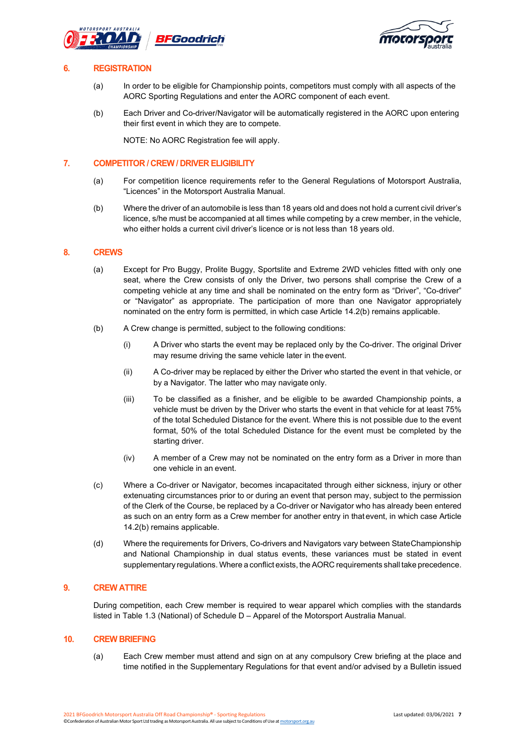## 6. REGISTRATION

(a) In order to be eligible for Championship points, competitors must comply with all aspects of the AORC Sporting Regulations and enter the AORC component of each event.

(b) Each Driver and Co-driver/Navigator will be automatically registered in the AORC upon entering their first event in which they are to compete.

NOTE: No AORC Registration fee will apply.

## 7. COMPETITOR / CREW / DRIVER ELIGIBILITY

(a) For competition licence requirements refer to the General Regulations of Motorsport Australia, "Licences" in the Motorsport Australia Manual.

(b) Where the driver of an automobile is less than 18 years old and does not hold a current civil driver's licence, s/he must be accompanied at all times while competing by a crew member, in the vehicle, who either holds a current civil driver's licence or is not less than 18 years old.

## 8. CREWS

(a) Except for Pro Buggy, Prolite Buggy, Sportslite and Extreme 2WD vehicles fitted with only one seat, where the Crew consists of only the Driver, two persons shall comprise the Crew of a competing vehicle at any time and shall be nominated on the entry form as "Driver", "Co-driver" or "Navigator" as appropriate. The participation of more than one Navigator appropriately nominated on the entry form is permitted, in which case Article 14.2(b) remains applicable.

(b) A Crew change is permitted, subject to the following conditions:

(i) A Driver who starts the event may be replaced only by the Co-driver. The original Driver may resume driving the same vehicle later in the event.

(ii) A Co-driver may be replaced by either the Driver who started the event in that vehicle, or by a Navigator. The latter who may navigate only.

(iii) To be classified as a finisher, and be eligible to be awarded Championship points, a vehicle must be driven by the Driver who starts the event in that vehicle for at least 75% of the total Scheduled Distance for the event. Where this is not possible due to the event format, 50% of the total Scheduled Distance for the event must be completed by the starting driver.

(iv) A member of a Crew may not be nominated on the entry form as a Driver in more than one vehicle in an event.

(c) Where a Co-driver or Navigator, becomes incapacitated through either sickness, injury or other extenuating circumstances prior to or during an event that person may, subject to the permission of the Clerk of the Course, be replaced by a Co-driver or Navigator who has already been entered as such on an entry form as a Crew member for another entry in that event, in which case Article 14.2(b) remains applicable.

(d) Where the requirements for Drivers, Co-drivers and Navigators vary between State Championship and National Championship in dual status events, these variances must be stated in event supplementary regulations. Where a conflict exists, the AORC requirements shall take precedence.

## 9. CREW ATTIRE

During competition, each Crew member is required to wear apparel which complies with the standards listed in Table 1.3 (National) of Schedule D – Apparel of the Motorsport Australia Manual.

## 10. CREW BRIEFING

(a) Each Crew member must attend and sign on at any compulsory Crew briefing at the place and time notified in the Supplementary Regulations for that event and/or advised by a Bulletin issued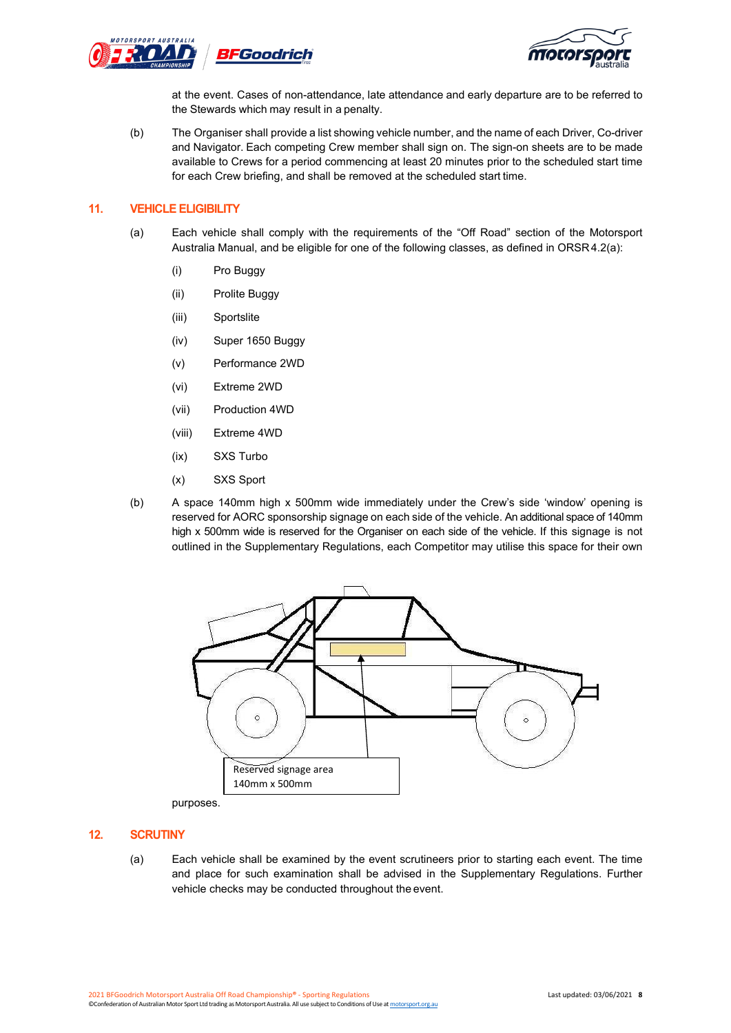at the event. Cases of non-attendance, late attendance and early departure are to be referred to the Stewards which may result in a penalty.

(b) The Organiser shall provide a list showing vehicle number, and the name of each Driver, Co-driver and Navigator. Each competing Crew member shall sign on. The sign-on sheets are to be made available to Crews for a period commencing at least 20 minutes prior to the scheduled start time for each Crew briefing, and shall be removed at the scheduled start time.

## 11. VEHICLE ELIGIBILITY

(a) Each vehicle shall comply with the requirements of the "Off Road" section of the Motorsport Australia Manual, and be eligible for one of the following classes, as defined in ORSR 4.2(a):

- (i) Pro Buggy
- (ii) Prolite Buggy
- (iii) Sportslite
- (iv) Super 1650 Buggy
- (v) Performance 2WD
- (vi) Extreme 2WD
- (vii) Production 4WD
- (viii) Extreme 4WD
- (ix) SXS Turbo
- (x) SXS Sport

(b) A space 140mm high x 500mm wide immediately under the Crew's side 'window' opening is reserved for AORC sponsorship signage on each side of the vehicle. An additional space of 140mm high x 500mm wide is reserved for the Organiser on each side of the vehicle. If this signage is not outlined in the Supplementary Regulations, each Competitor may utilise this space for their own

Reserved signage area 140mm x 500mm

purposes.

## 12. SCRUTINY

(a) Each vehicle shall be examined by the event scrutineers prior to starting each event. The time and place for such examination shall be advised in the Supplementary Regulations. Further vehicle checks may be conducted throughout the event.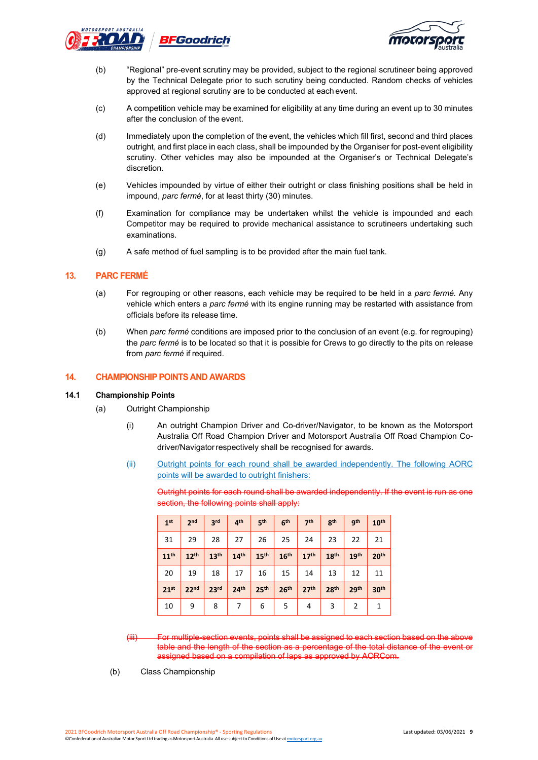(b) "Regional" pre-event scrutiny may be provided, subject to the regional scrutineer being approved by the Technical Delegate prior to such scrutiny being conducted. Random checks of vehicles approved at regional scrutiny are to be conducted at each event.

(c) A competition vehicle may be examined for eligibility at any time during an event up to 30 minutes after the conclusion of the event.

(d) Immediately upon the completion of the event, the vehicles which fill first, second and third places outright, and first place in each class, shall be impounded by the Organiser for post-event eligibility scrutiny. Other vehicles may also be impounded at the Organiser's or Technical Delegate's discretion.

(e) Vehicles impounded by virtue of either their outright or class finishing positions shall be held in impound, *parc fermé*, for at least thirty (30) minutes.

(f) Examination for compliance may be undertaken whilst the vehicle is impounded and each Competitor may be required to provide mechanical assistance to scrutineers undertaking such examinations.

(g) A safe method of fuel sampling is to be provided after the main fuel tank.

## 13. PARC FERMÉ

(a) For regrouping or other reasons, each vehicle may be required to be held in a *parc fermé.* Any vehicle which enters a *parc fermé* with its engine running may be restarted with assistance from officials before its release time.

(b) When *parc fermé* conditions are imposed prior to the conclusion of an event (e.g. for regrouping) the *parc fermé* is to be located so that it is possible for Crews to go directly to the pits on release from *parc fermé* if required.

## 14. CHAMPIONSHIP POINTS AND AWARDS

### 14.1 Championship Points

(a) Outright Championship

(i) An outright Champion Driver and Co-driver/Navigator, to be known as the Motorsport Australia Off Road Champion Driver and Motorsport Australia Off Road Champion Co-driver/Navigator respectively shall be recognised for awards.

(ii) Outright points for each round shall be awarded independently. The following AORC points will be awarded to outright finishers:

~~Outright points for each round shall be awarded independently. If the event is run as one section, the following points shall apply:~~

| 1st | 2nd | 3rd | 4th | 5th | 6th | 7th | 8th | 9th | 10th |
|---|---|---|---|---|---|---|---|---|---|
| 31 | 29 | 28 | 27 | 26 | 25 | 24 | 23 | 22 | 21 |
| **11th** | **12th** | **13th** | **14th** | **15th** | **16th** | **17th** | **18th** | **19th** | **20th** |
| 20 | 19 | 18 | 17 | 16 | 15 | 14 | 13 | 12 | 11 |
| **21st** | **22nd** | **23rd** | **24th** | **25th** | **26th** | **27th** | **28th** | **29th** | **30th** |
| 10 | 9 | 8 | 7 | 6 | 5 | 4 | 3 | 2 | 1 |

~~(iii) For multiple-section events, points shall be assigned to each section based on the above table and the length of the section as a percentage of the total distance of the event or assigned based on a compilation of laps as approved by AORCom.~~

(b) Class Championship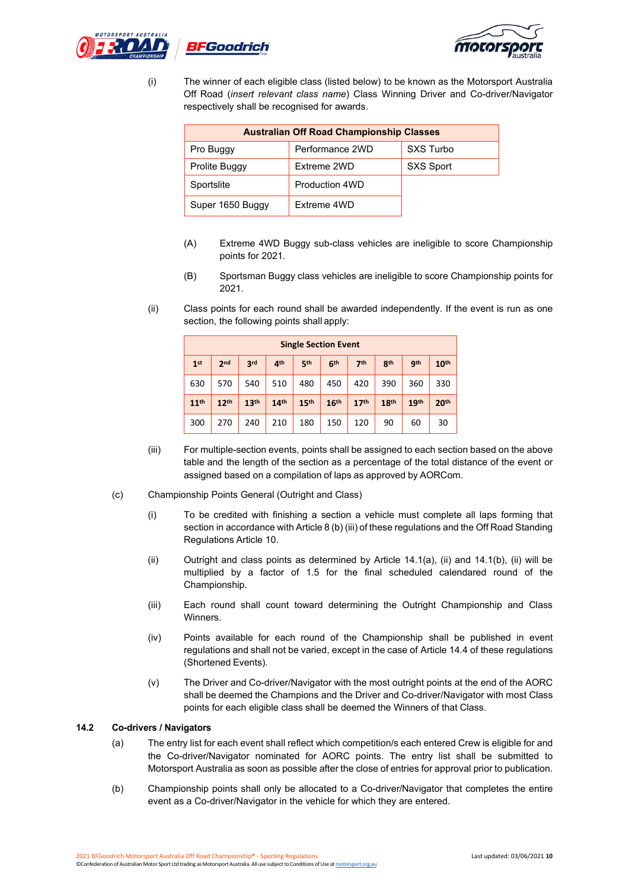(i) The winner of each eligible class (listed below) to be known as the Motorsport Australia Off Road (*insert relevant class name*) Class Winning Driver and Co-driver/Navigator respectively shall be recognised for awards.

| Australian Off Road Championship Classes | | |
|---|---|---|
| Pro Buggy | Performance 2WD | SXS Turbo |
| Prolite Buggy | Extreme 2WD | SXS Sport |
| Sportslite | Production 4WD | |
| Super 1650 Buggy | Extreme 4WD | |

(A) Extreme 4WD Buggy sub-class vehicles are ineligible to score Championship points for 2021.

(B) Sportsman Buggy class vehicles are ineligible to score Championship points for 2021.

(ii) Class points for each round shall be awarded independently. If the event is run as one section, the following points shall apply:

| Single Section Event | | | | | | | | | |
|---|---|---|---|---|---|---|---|---|---|
| 1st | 2nd | 3rd | 4th | 5th | 6th | 7th | 8th | 9th | 10th |
| 630 | 570 | 540 | 510 | 480 | 450 | 420 | 390 | 360 | 330 |
| 11th | 12th | 13th | 14th | 15th | 16th | 17th | 18th | 19th | 20th |
| 300 | 270 | 240 | 210 | 180 | 150 | 120 | 90 | 60 | 30 |

(iii) For multiple-section events, points shall be assigned to each section based on the above table and the length of the section as a percentage of the total distance of the event or assigned based on a compilation of laps as approved by AORCom.

(c) Championship Points General (Outright and Class)

(i) To be credited with finishing a section a vehicle must complete all laps forming that section in accordance with Article 8 (b) (iii) of these regulations and the Off Road Standing Regulations Article 10.

(ii) Outright and class points as determined by Article 14.1(a), (ii) and 14.1(b), (ii) will be multiplied by a factor of 1.5 for the final scheduled calendared round of the Championship.

(iii) Each round shall count toward determining the Outright Championship and Class Winners.

(iv) Points available for each round of the Championship shall be published in event regulations and shall not be varied, except in the case of Article 14.4 of these regulations (Shortened Events).

(v) The Driver and Co-driver/Navigator with the most outright points at the end of the AORC shall be deemed the Champions and the Driver and Co-driver/Navigator with most Class points for each eligible class shall be deemed the Winners of that Class.

**14.2 Co-drivers / Navigators**

(a) The entry list for each event shall reflect which competition/s each entered Crew is eligible for and the Co-driver/Navigator nominated for AORC points. The entry list shall be submitted to Motorsport Australia as soon as possible after the close of entries for approval prior to publication.

(b) Championship points shall only be allocated to a Co-driver/Navigator that completes the entire event as a Co-driver/Navigator in the vehicle for which they are entered.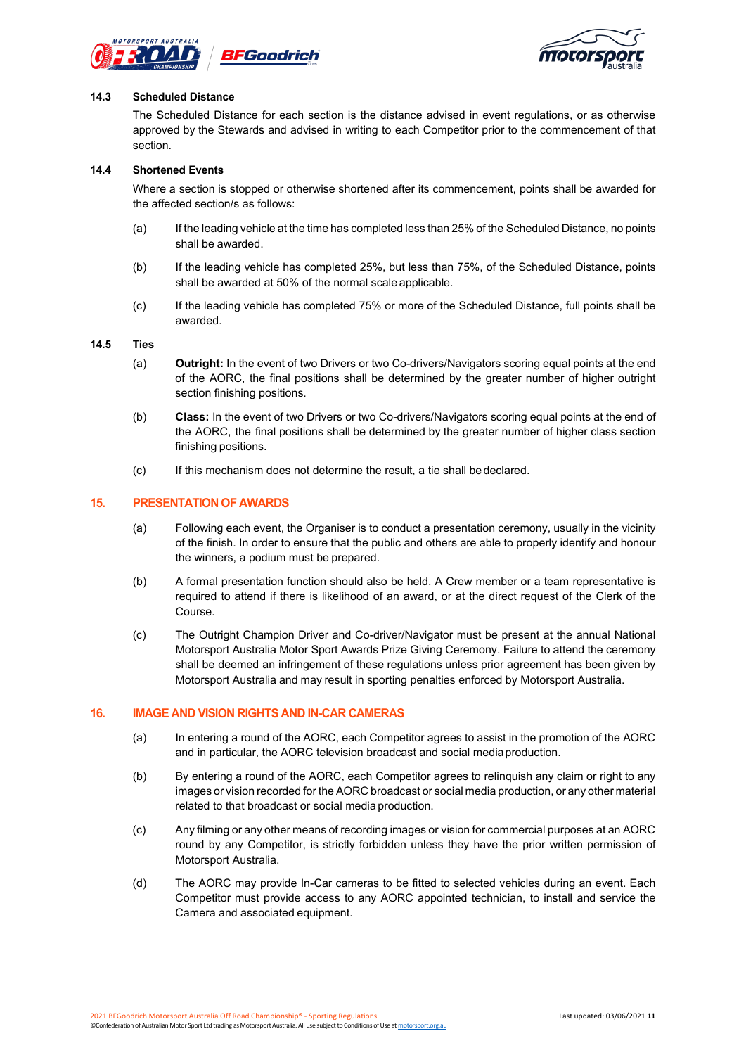### 14.3 Scheduled Distance

The Scheduled Distance for each section is the distance advised in event regulations, or as otherwise approved by the Stewards and advised in writing to each Competitor prior to the commencement of that section.

### 14.4 Shortened Events

Where a section is stopped or otherwise shortened after its commencement, points shall be awarded for the affected section/s as follows:

(a) If the leading vehicle at the time has completed less than 25% of the Scheduled Distance, no points shall be awarded.

(b) If the leading vehicle has completed 25%, but less than 75%, of the Scheduled Distance, points shall be awarded at 50% of the normal scale applicable.

(c) If the leading vehicle has completed 75% or more of the Scheduled Distance, full points shall be awarded.

### 14.5 Ties

(a) **Outright:** In the event of two Drivers or two Co-drivers/Navigators scoring equal points at the end of the AORC, the final positions shall be determined by the greater number of higher outright section finishing positions.

(b) **Class:** In the event of two Drivers or two Co-drivers/Navigators scoring equal points at the end of the AORC, the final positions shall be determined by the greater number of higher class section finishing positions.

(c) If this mechanism does not determine the result, a tie shall be declared.

## 15. PRESENTATION OF AWARDS

(a) Following each event, the Organiser is to conduct a presentation ceremony, usually in the vicinity of the finish. In order to ensure that the public and others are able to properly identify and honour the winners, a podium must be prepared.

(b) A formal presentation function should also be held. A Crew member or a team representative is required to attend if there is likelihood of an award, or at the direct request of the Clerk of the Course.

(c) The Outright Champion Driver and Co-driver/Navigator must be present at the annual National Motorsport Australia Motor Sport Awards Prize Giving Ceremony. Failure to attend the ceremony shall be deemed an infringement of these regulations unless prior agreement has been given by Motorsport Australia and may result in sporting penalties enforced by Motorsport Australia.

## 16. IMAGE AND VISION RIGHTS AND IN-CAR CAMERAS

(a) In entering a round of the AORC, each Competitor agrees to assist in the promotion of the AORC and in particular, the AORC television broadcast and social media production.

(b) By entering a round of the AORC, each Competitor agrees to relinquish any claim or right to any images or vision recorded for the AORC broadcast or social media production, or any other material related to that broadcast or social media production.

(c) Any filming or any other means of recording images or vision for commercial purposes at an AORC round by any Competitor, is strictly forbidden unless they have the prior written permission of Motorsport Australia.

(d) The AORC may provide In-Car cameras to be fitted to selected vehicles during an event. Each Competitor must provide access to any AORC appointed technician, to install and service the Camera and associated equipment.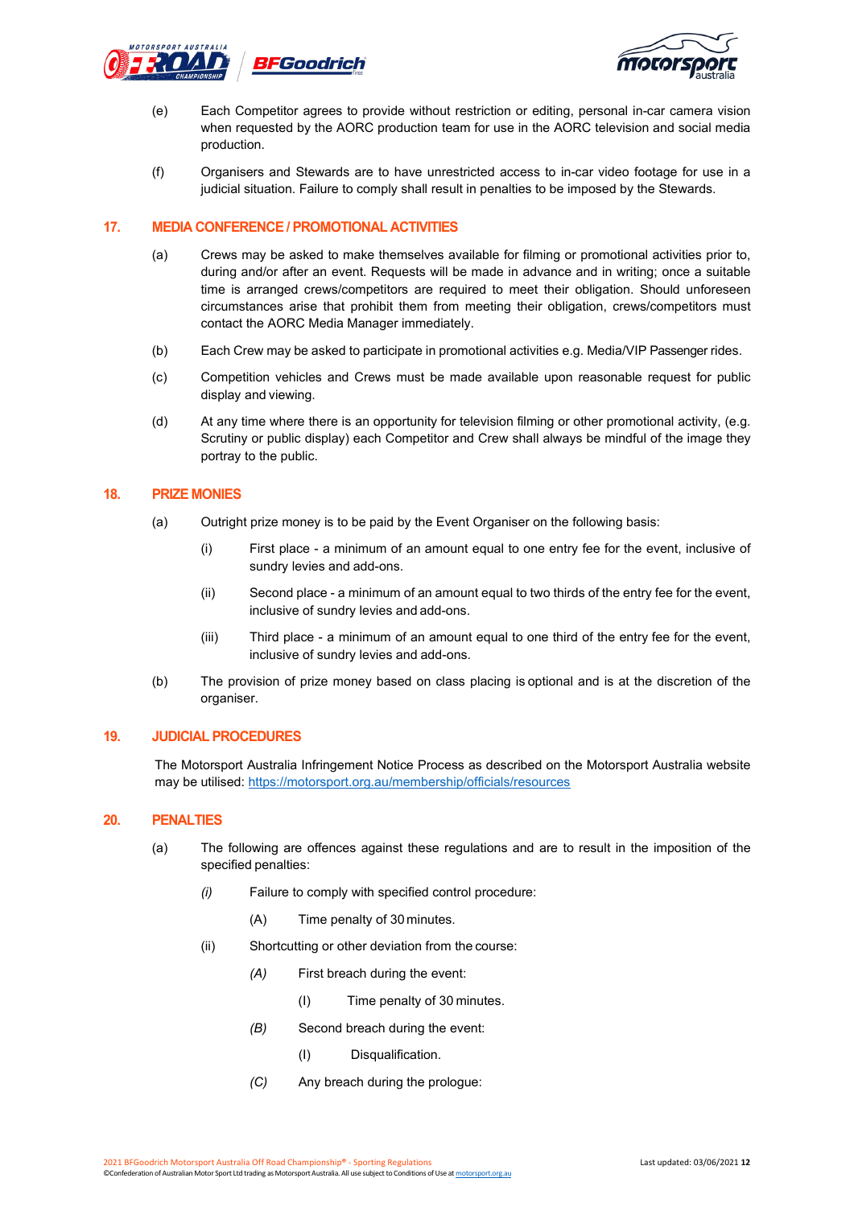(e) Each Competitor agrees to provide without restriction or editing, personal in-car camera vision when requested by the AORC production team for use in the AORC television and social media production.

(f) Organisers and Stewards are to have unrestricted access to in-car video footage for use in a judicial situation. Failure to comply shall result in penalties to be imposed by the Stewards.

## 17. MEDIA CONFERENCE / PROMOTIONAL ACTIVITIES

(a) Crews may be asked to make themselves available for filming or promotional activities prior to, during and/or after an event. Requests will be made in advance and in writing; once a suitable time is arranged crews/competitors are required to meet their obligation. Should unforeseen circumstances arise that prohibit them from meeting their obligation, crews/competitors must contact the AORC Media Manager immediately.

(b) Each Crew may be asked to participate in promotional activities e.g. Media/VIP Passenger rides.

(c) Competition vehicles and Crews must be made available upon reasonable request for public display and viewing.

(d) At any time where there is an opportunity for television filming or other promotional activity, (e.g. Scrutiny or public display) each Competitor and Crew shall always be mindful of the image they portray to the public.

## 18. PRIZE MONIES

(a) Outright prize money is to be paid by the Event Organiser on the following basis:

 (i) First place - a minimum of an amount equal to one entry fee for the event, inclusive of sundry levies and add-ons.

 (ii) Second place - a minimum of an amount equal to two thirds of the entry fee for the event, inclusive of sundry levies and add-ons.

 (iii) Third place - a minimum of an amount equal to one third of the entry fee for the event, inclusive of sundry levies and add-ons.

(b) The provision of prize money based on class placing is optional and is at the discretion of the organiser.

## 19. JUDICIAL PROCEDURES

The Motorsport Australia Infringement Notice Process as described on the Motorsport Australia website may be utilised: https://motorsport.org.au/membership/officials/resources

## 20. PENALTIES

(a) The following are offences against these regulations and are to result in the imposition of the specified penalties:

 *(i)* Failure to comply with specified control procedure:

  (A) Time penalty of 30 minutes.

 (ii) Shortcutting or other deviation from the course:

  *(A)* First breach during the event:

   (I) Time penalty of 30 minutes.

  *(B)* Second breach during the event:

   (I) Disqualification.

  *(C)* Any breach during the prologue: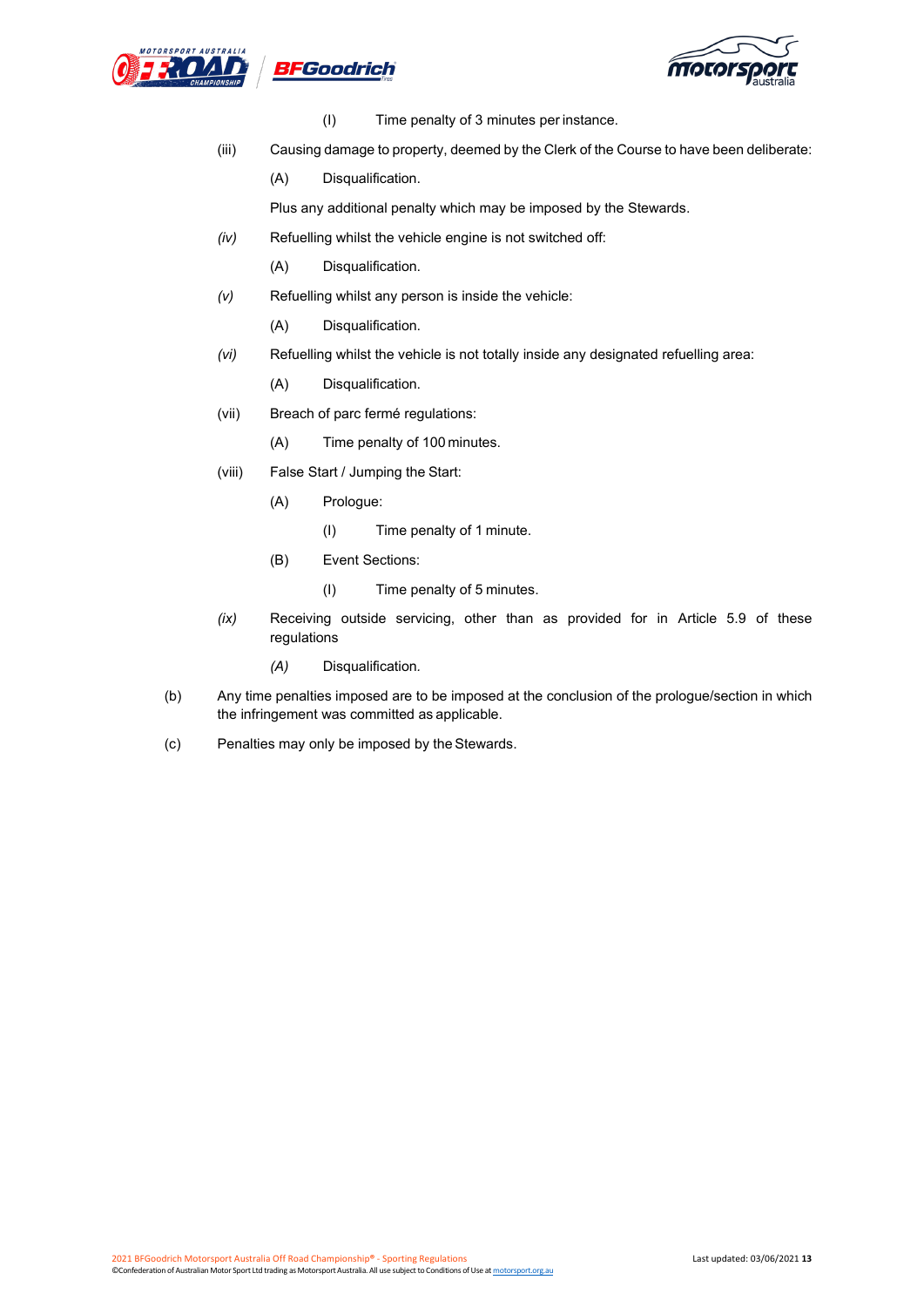(I) Time penalty of 3 minutes per instance.

(iii) Causing damage to property, deemed by the Clerk of the Course to have been deliberate:

(A) Disqualification.

Plus any additional penalty which may be imposed by the Stewards.

*(iv)* Refuelling whilst the vehicle engine is not switched off:

(A) Disqualification.

*(v)* Refuelling whilst any person is inside the vehicle:

(A) Disqualification.

*(vi)* Refuelling whilst the vehicle is not totally inside any designated refuelling area:

(A) Disqualification.

(vii) Breach of parc fermé regulations:

(A) Time penalty of 100 minutes.

(viii) False Start / Jumping the Start:

(A) Prologue:

(I) Time penalty of 1 minute.

(B) Event Sections:

(I) Time penalty of 5 minutes.

*(ix)* Receiving outside servicing, other than as provided for in Article 5.9 of these regulations

*(A)* Disqualification.

(b) Any time penalties imposed are to be imposed at the conclusion of the prologue/section in which the infringement was committed as applicable.

(c) Penalties may only be imposed by the Stewards.